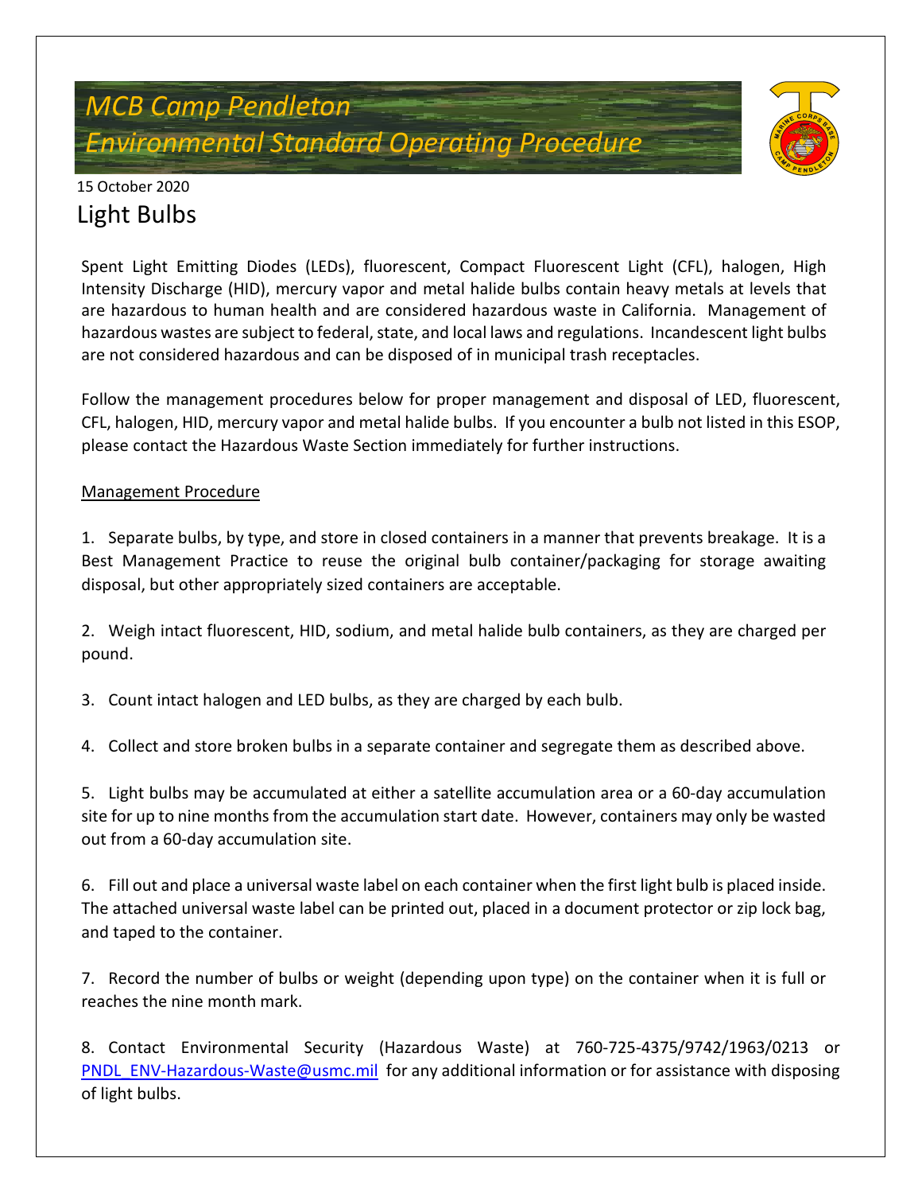# MCB Camp Pendleton
# Environmental Standard Operating Procedure

15 October 2020

## Light Bulbs

Spent Light Emitting Diodes (LEDs), fluorescent, Compact Fluorescent Light (CFL), halogen, High Intensity Discharge (HID), mercury vapor and metal halide bulbs contain heavy metals at levels that are hazardous to human health and are considered hazardous waste in California. Management of hazardous wastes are subject to federal, state, and local laws and regulations. Incandescent light bulbs are not considered hazardous and can be disposed of in municipal trash receptacles.

Follow the management procedures below for proper management and disposal of LED, fluorescent, CFL, halogen, HID, mercury vapor and metal halide bulbs. If you encounter a bulb not listed in this ESOP, please contact the Hazardous Waste Section immediately for further instructions.

<u>Management Procedure</u>

1. Separate bulbs, by type, and store in closed containers in a manner that prevents breakage. It is a Best Management Practice to reuse the original bulb container/packaging for storage awaiting disposal, but other appropriately sized containers are acceptable.

2. Weigh intact fluorescent, HID, sodium, and metal halide bulb containers, as they are charged per pound.

3. Count intact halogen and LED bulbs, as they are charged by each bulb.

4. Collect and store broken bulbs in a separate container and segregate them as described above.

5. Light bulbs may be accumulated at either a satellite accumulation area or a 60-day accumulation site for up to nine months from the accumulation start date. However, containers may only be wasted out from a 60-day accumulation site.

6. Fill out and place a universal waste label on each container when the first light bulb is placed inside. The attached universal waste label can be printed out, placed in a document protector or zip lock bag, and taped to the container.

7. Record the number of bulbs or weight (depending upon type) on the container when it is full or reaches the nine month mark.

8. Contact Environmental Security (Hazardous Waste) at 760-725-4375/9742/1963/0213 or PNDL_ENV-Hazardous-Waste@usmc.mil for any additional information or for assistance with disposing of light bulbs.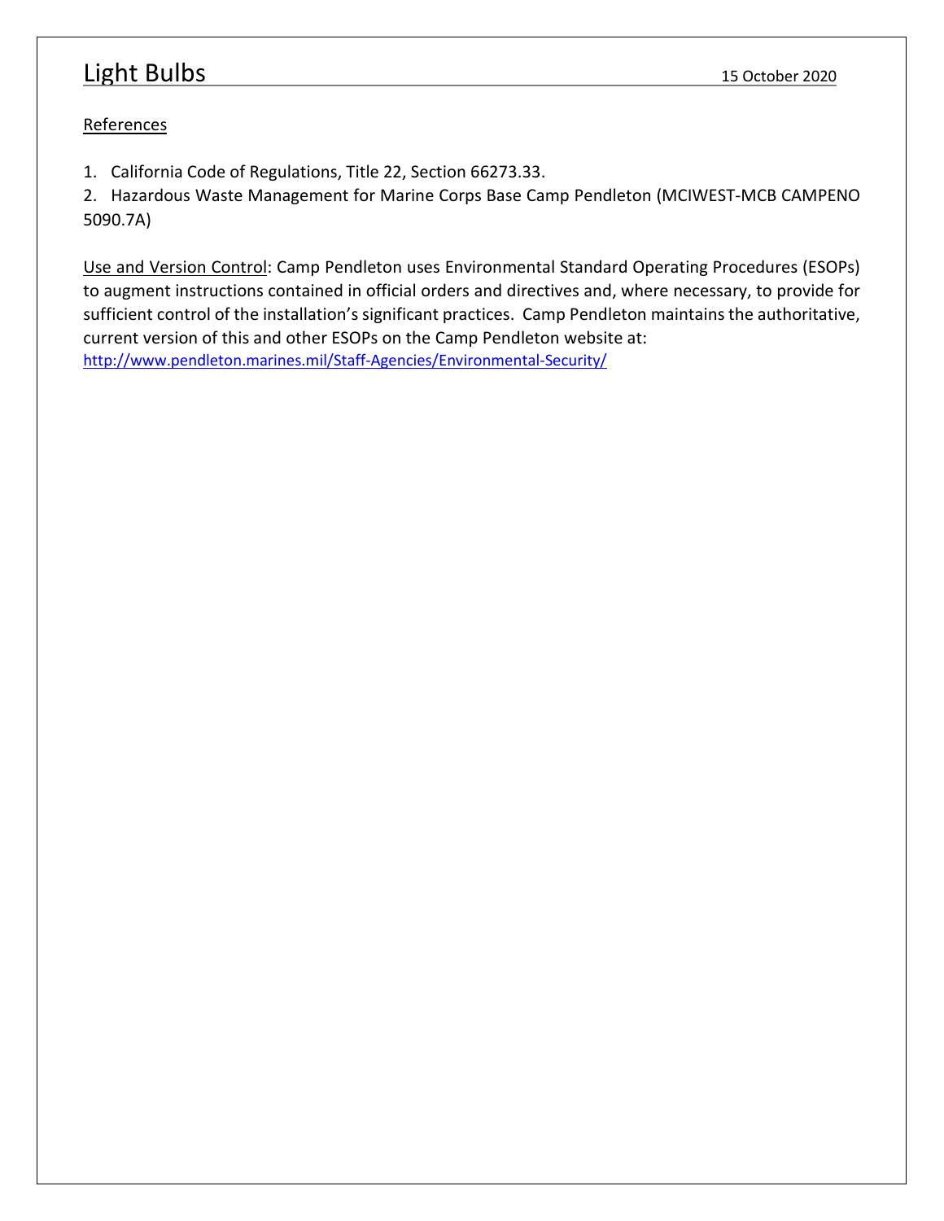# Light Bulbs

15 October 2020

References

1. California Code of Regulations, Title 22, Section 66273.33.
2. Hazardous Waste Management for Marine Corps Base Camp Pendleton (MCIWEST-MCB CAMPENO 5090.7A)

Use and Version Control: Camp Pendleton uses Environmental Standard Operating Procedures (ESOPs) to augment instructions contained in official orders and directives and, where necessary, to provide for sufficient control of the installation's significant practices. Camp Pendleton maintains the authoritative, current version of this and other ESOPs on the Camp Pendleton website at: http://www.pendleton.marines.mil/Staff-Agencies/Environmental-Security/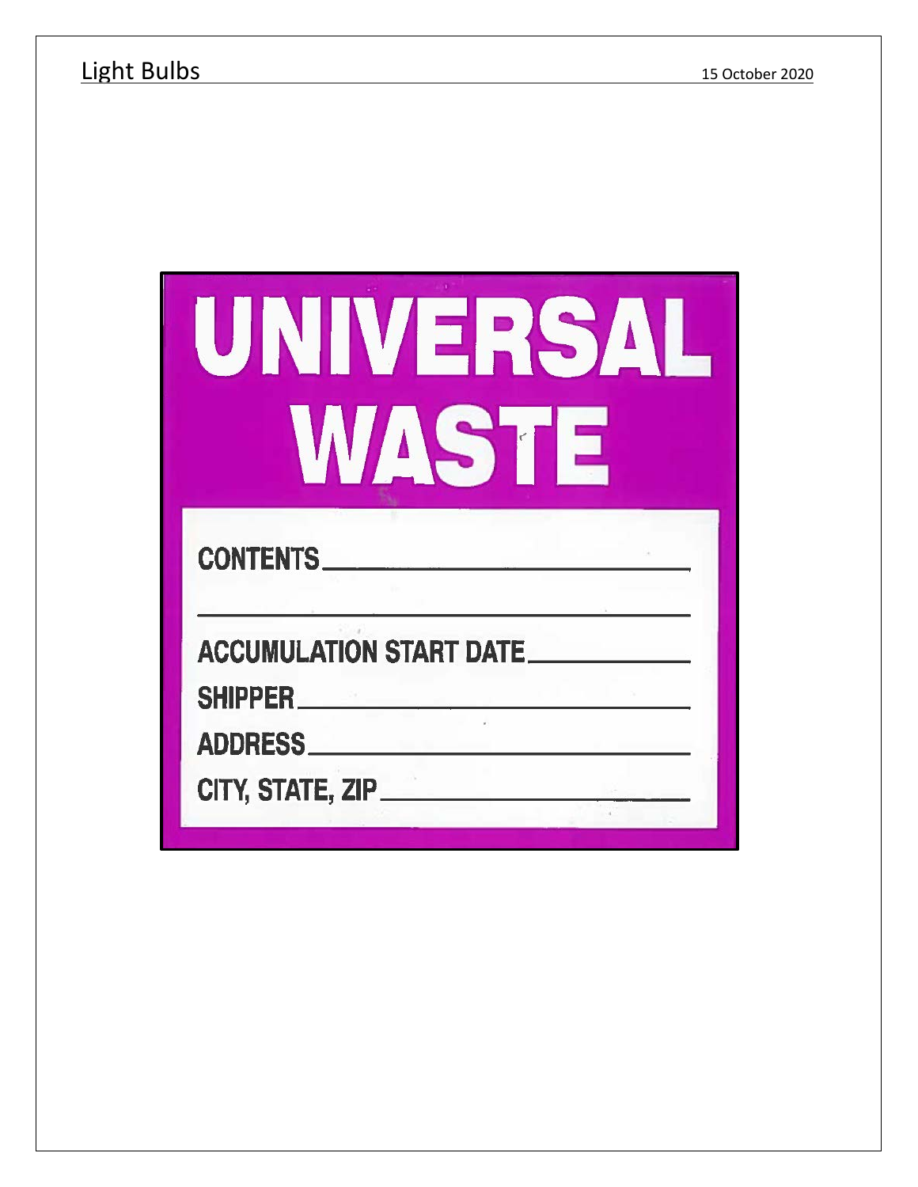# UNIVERSAL WASTE

CONTENTS ______________________________

______________________________________

ACCUMULATION START DATE ____________

SHIPPER _______________________________

ADDRESS ______________________________

CITY, STATE, ZIP ________________________